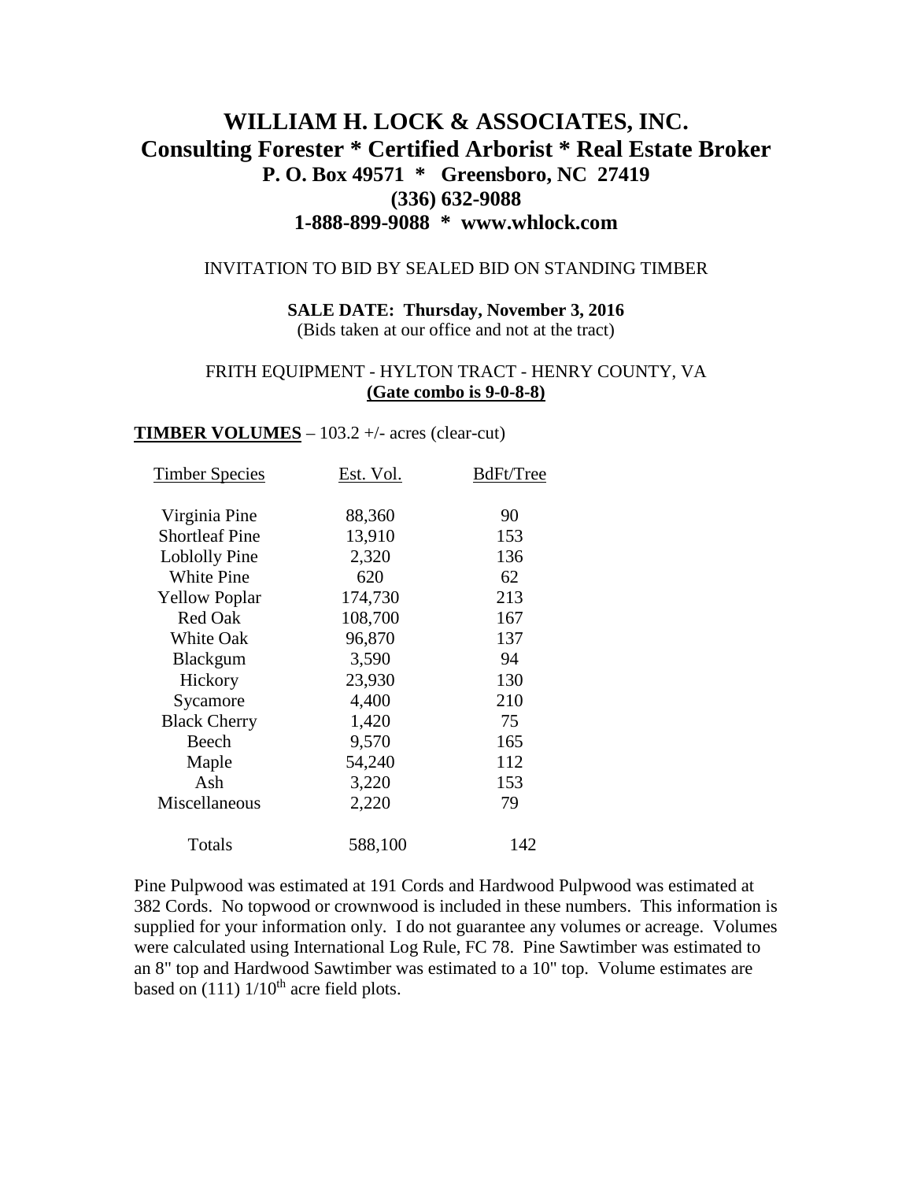# WILLIAM H. LOCK & ASSOCIATES, INC.

## Consulting Forester * Certified Arborist * Real Estate Broker

### P. O. Box 49571 * Greensboro, NC 27419

### (336) 632-9088

### 1-888-899-9088 * www.whlock.com

INVITATION TO BID BY SEALED BID ON STANDING TIMBER

**SALE DATE: Thursday, November 3, 2016**

(Bids taken at our office and not at the tract)

FRITH EQUIPMENT - HYLTON TRACT - HENRY COUNTY, VA

**(Gate combo is 9-0-8-8)**

**TIMBER VOLUMES** – 103.2 +/- acres (clear-cut)

| Timber Species | Est. Vol. | BdFt/Tree |
|---|---|---|
| Virginia Pine | 88,360 | 90 |
| Shortleaf Pine | 13,910 | 153 |
| Loblolly Pine | 2,320 | 136 |
| White Pine | 620 | 62 |
| Yellow Poplar | 174,730 | 213 |
| Red Oak | 108,700 | 167 |
| White Oak | 96,870 | 137 |
| Blackgum | 3,590 | 94 |
| Hickory | 23,930 | 130 |
| Sycamore | 4,400 | 210 |
| Black Cherry | 1,420 | 75 |
| Beech | 9,570 | 165 |
| Maple | 54,240 | 112 |
| Ash | 3,220 | 153 |
| Miscellaneous | 2,220 | 79 |
| Totals | 588,100 | 142 |

Pine Pulpwood was estimated at 191 Cords and Hardwood Pulpwood was estimated at 382 Cords. No topwood or crownwood is included in these numbers. This information is supplied for your information only. I do not guarantee any volumes or acreage. Volumes were calculated using International Log Rule, FC 78. Pine Sawtimber was estimated to an 8" top and Hardwood Sawtimber was estimated to a 10" top. Volume estimates are based on (111) 1/10th acre field plots.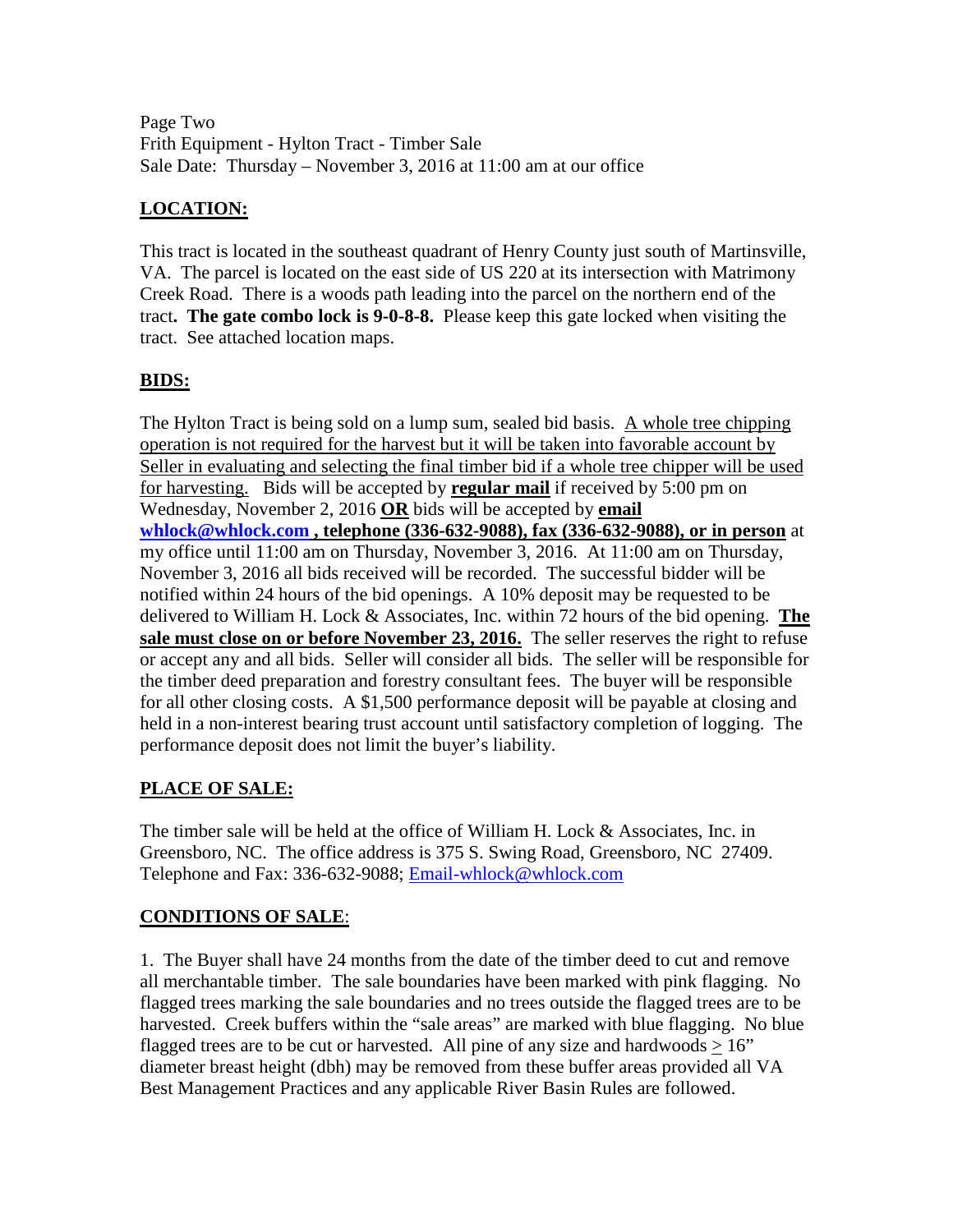Page Two
Frith Equipment - Hylton Tract - Timber Sale
Sale Date: Thursday – November 3, 2016 at 11:00 am at our office

## LOCATION:

This tract is located in the southeast quadrant of Henry County just south of Martinsville, VA. The parcel is located on the east side of US 220 at its intersection with Matrimony Creek Road. There is a woods path leading into the parcel on the northern end of the tract**. The gate combo lock is 9-0-8-8.** Please keep this gate locked when visiting the tract. See attached location maps.

## BIDS:

The Hylton Tract is being sold on a lump sum, sealed bid basis. <u>A whole tree chipping operation is not required for the harvest but it will be taken into favorable account by Seller in evaluating and selecting the final timber bid if a whole tree chipper will be used for harvesting.</u> Bids will be accepted by **<u>regular mail</u>** if received by 5:00 pm on Wednesday, November 2, 2016 **<u>OR</u>** bids will be accepted by **<u>email whlock@whlock.com , telephone (336-632-9088), fax (336-632-9088), or in person</u>** at my office until 11:00 am on Thursday, November 3, 2016. At 11:00 am on Thursday, November 3, 2016 all bids received will be recorded. The successful bidder will be notified within 24 hours of the bid openings. A 10% deposit may be requested to be delivered to William H. Lock & Associates, Inc. within 72 hours of the bid opening. **<u>The sale must close on or before November 23, 2016.</u>** The seller reserves the right to refuse or accept any and all bids. Seller will consider all bids. The seller will be responsible for the timber deed preparation and forestry consultant fees. The buyer will be responsible for all other closing costs. A $1,500 performance deposit will be payable at closing and held in a non-interest bearing trust account until satisfactory completion of logging. The performance deposit does not limit the buyer's liability.

## PLACE OF SALE:

The timber sale will be held at the office of William H. Lock & Associates, Inc. in Greensboro, NC. The office address is 375 S. Swing Road, Greensboro, NC 27409. Telephone and Fax: 336-632-9088; Email-whlock@whlock.com

## CONDITIONS OF SALE:

1. The Buyer shall have 24 months from the date of the timber deed to cut and remove all merchantable timber. The sale boundaries have been marked with pink flagging. No flagged trees marking the sale boundaries and no trees outside the flagged trees are to be harvested. Creek buffers within the "sale areas" are marked with blue flagging. No blue flagged trees are to be cut or harvested. All pine of any size and hardwoods $\geq$ 16" diameter breast height (dbh) may be removed from these buffer areas provided all VA Best Management Practices and any applicable River Basin Rules are followed.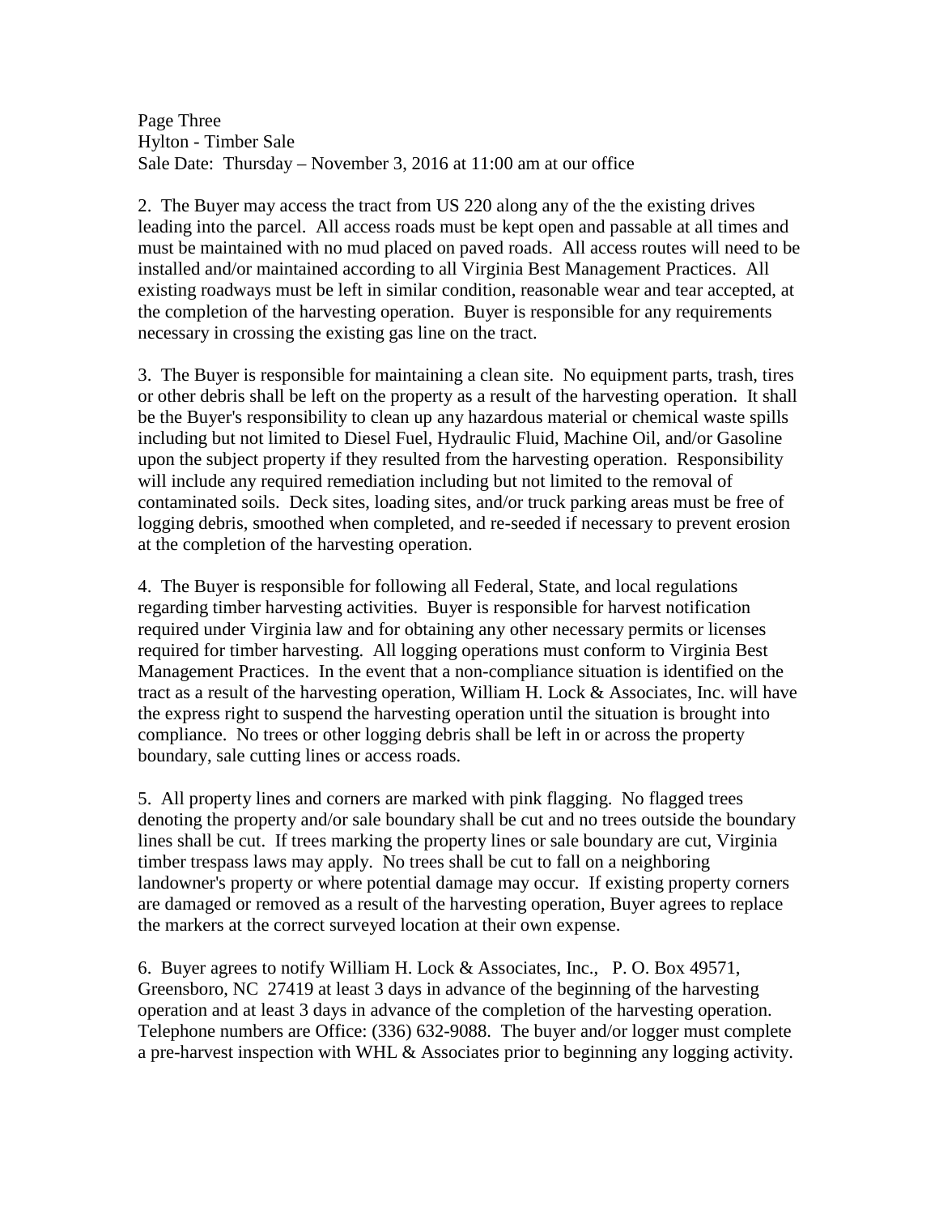2. The Buyer may access the tract from US 220 along any of the the existing drives leading into the parcel. All access roads must be kept open and passable at all times and must be maintained with no mud placed on paved roads. All access routes will need to be installed and/or maintained according to all Virginia Best Management Practices. All existing roadways must be left in similar condition, reasonable wear and tear accepted, at the completion of the harvesting operation. Buyer is responsible for any requirements necessary in crossing the existing gas line on the tract.

3. The Buyer is responsible for maintaining a clean site. No equipment parts, trash, tires or other debris shall be left on the property as a result of the harvesting operation. It shall be the Buyer's responsibility to clean up any hazardous material or chemical waste spills including but not limited to Diesel Fuel, Hydraulic Fluid, Machine Oil, and/or Gasoline upon the subject property if they resulted from the harvesting operation. Responsibility will include any required remediation including but not limited to the removal of contaminated soils. Deck sites, loading sites, and/or truck parking areas must be free of logging debris, smoothed when completed, and re-seeded if necessary to prevent erosion at the completion of the harvesting operation.

4. The Buyer is responsible for following all Federal, State, and local regulations regarding timber harvesting activities. Buyer is responsible for harvest notification required under Virginia law and for obtaining any other necessary permits or licenses required for timber harvesting. All logging operations must conform to Virginia Best Management Practices. In the event that a non-compliance situation is identified on the tract as a result of the harvesting operation, William H. Lock & Associates, Inc. will have the express right to suspend the harvesting operation until the situation is brought into compliance. No trees or other logging debris shall be left in or across the property boundary, sale cutting lines or access roads.

5. All property lines and corners are marked with pink flagging. No flagged trees denoting the property and/or sale boundary shall be cut and no trees outside the boundary lines shall be cut. If trees marking the property lines or sale boundary are cut, Virginia timber trespass laws may apply. No trees shall be cut to fall on a neighboring landowner's property or where potential damage may occur. If existing property corners are damaged or removed as a result of the harvesting operation, Buyer agrees to replace the markers at the correct surveyed location at their own expense.

6. Buyer agrees to notify William H. Lock & Associates, Inc., P. O. Box 49571, Greensboro, NC 27419 at least 3 days in advance of the beginning of the harvesting operation and at least 3 days in advance of the completion of the harvesting operation. Telephone numbers are Office: (336) 632-9088. The buyer and/or logger must complete a pre-harvest inspection with WHL & Associates prior to beginning any logging activity.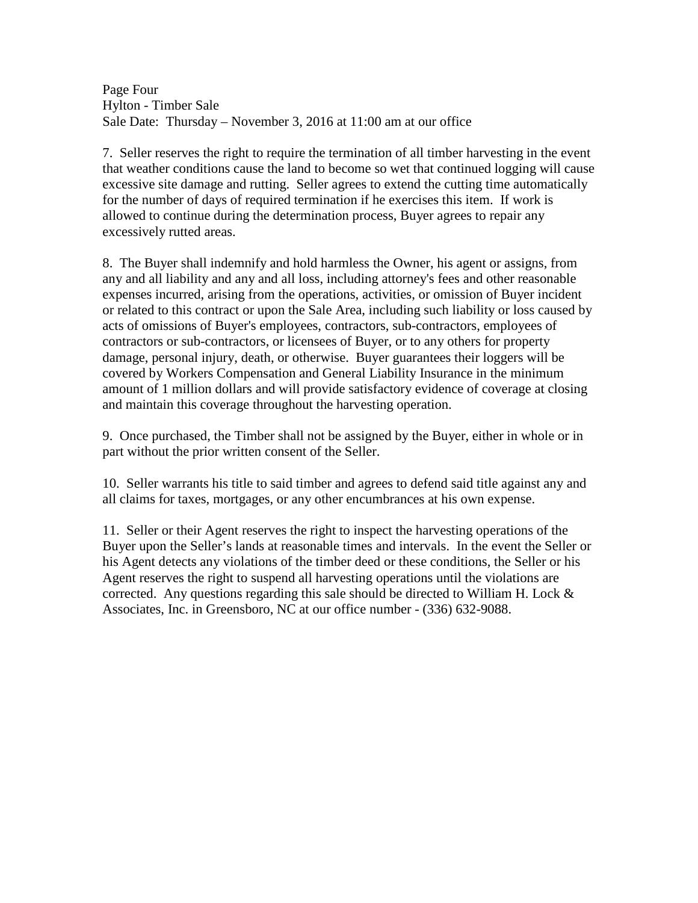7. Seller reserves the right to require the termination of all timber harvesting in the event that weather conditions cause the land to become so wet that continued logging will cause excessive site damage and rutting. Seller agrees to extend the cutting time automatically for the number of days of required termination if he exercises this item. If work is allowed to continue during the determination process, Buyer agrees to repair any excessively rutted areas.

8. The Buyer shall indemnify and hold harmless the Owner, his agent or assigns, from any and all liability and any and all loss, including attorney's fees and other reasonable expenses incurred, arising from the operations, activities, or omission of Buyer incident or related to this contract or upon the Sale Area, including such liability or loss caused by acts of omissions of Buyer's employees, contractors, sub-contractors, employees of contractors or sub-contractors, or licensees of Buyer, or to any others for property damage, personal injury, death, or otherwise. Buyer guarantees their loggers will be covered by Workers Compensation and General Liability Insurance in the minimum amount of 1 million dollars and will provide satisfactory evidence of coverage at closing and maintain this coverage throughout the harvesting operation.

9. Once purchased, the Timber shall not be assigned by the Buyer, either in whole or in part without the prior written consent of the Seller.

10. Seller warrants his title to said timber and agrees to defend said title against any and all claims for taxes, mortgages, or any other encumbrances at his own expense.

11. Seller or their Agent reserves the right to inspect the harvesting operations of the Buyer upon the Seller's lands at reasonable times and intervals. In the event the Seller or his Agent detects any violations of the timber deed or these conditions, the Seller or his Agent reserves the right to suspend all harvesting operations until the violations are corrected. Any questions regarding this sale should be directed to William H. Lock & Associates, Inc. in Greensboro, NC at our office number - (336) 632-9088.